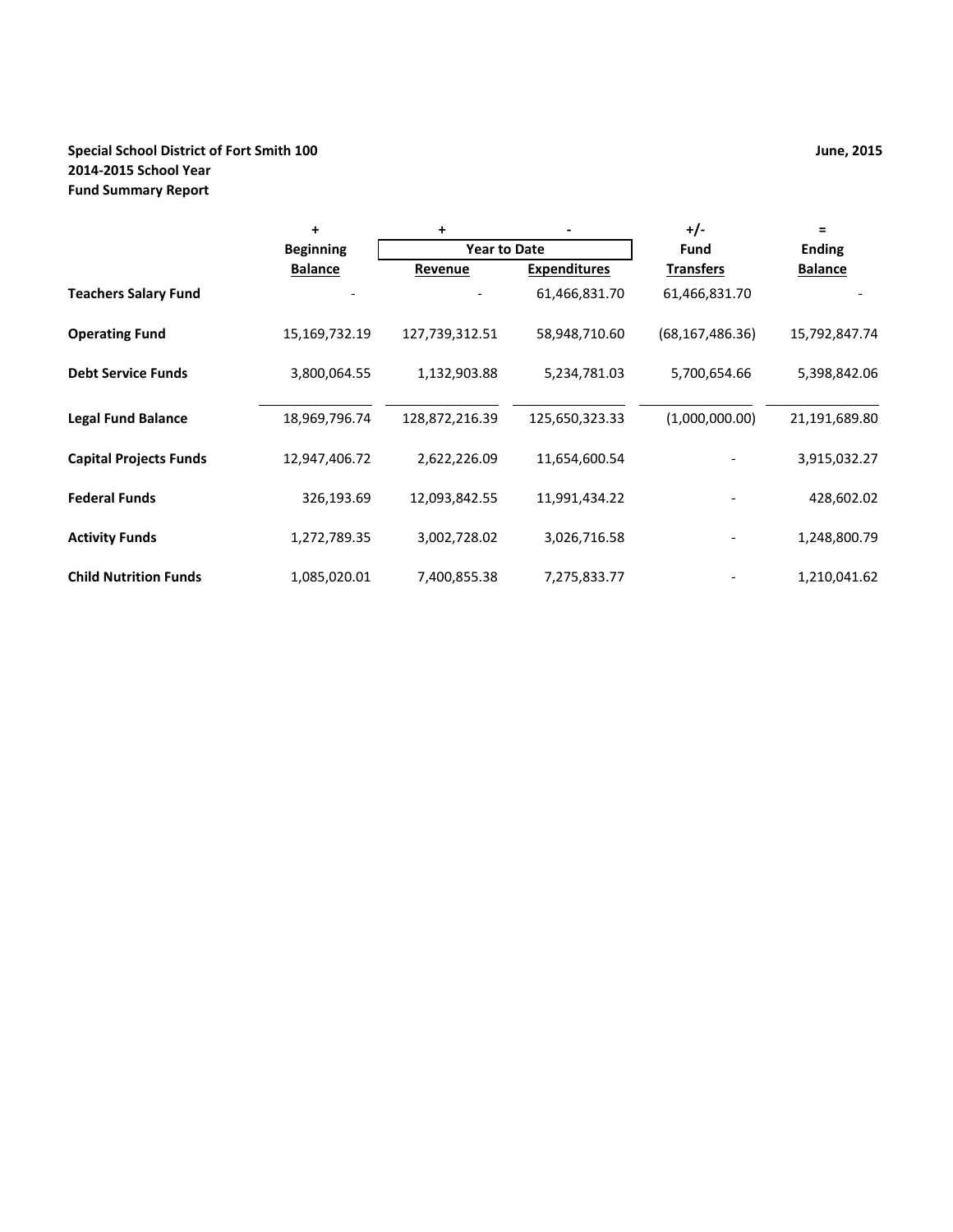**Special School District of Fort Smith 100**
**2014-2015 School Year**
**Fund Summary Report**

**June, 2015**

| | + | + | - | +/- | = |
|---|---|---|---|---|---|
| | **Beginning** | **Year to Date** | | **Fund** | **Ending** |
| | **Balance** | **Revenue** | **Expenditures** | **Transfers** | **Balance** |
| **Teachers Salary Fund** | - | - | 61,466,831.70 | 61,466,831.70 | - |
| **Operating Fund** | 15,169,732.19 | 127,739,312.51 | 58,948,710.60 | (68,167,486.36) | 15,792,847.74 |
| **Debt Service Funds** | 3,800,064.55 | 1,132,903.88 | 5,234,781.03 | 5,700,654.66 | 5,398,842.06 |
| **Legal Fund Balance** | 18,969,796.74 | 128,872,216.39 | 125,650,323.33 | (1,000,000.00) | 21,191,689.80 |
| **Capital Projects Funds** | 12,947,406.72 | 2,622,226.09 | 11,654,600.54 | - | 3,915,032.27 |
| **Federal Funds** | 326,193.69 | 12,093,842.55 | 11,991,434.22 | - | 428,602.02 |
| **Activity Funds** | 1,272,789.35 | 3,002,728.02 | 3,026,716.58 | - | 1,248,800.79 |
| **Child Nutrition Funds** | 1,085,020.01 | 7,400,855.38 | 7,275,833.77 | - | 1,210,041.62 |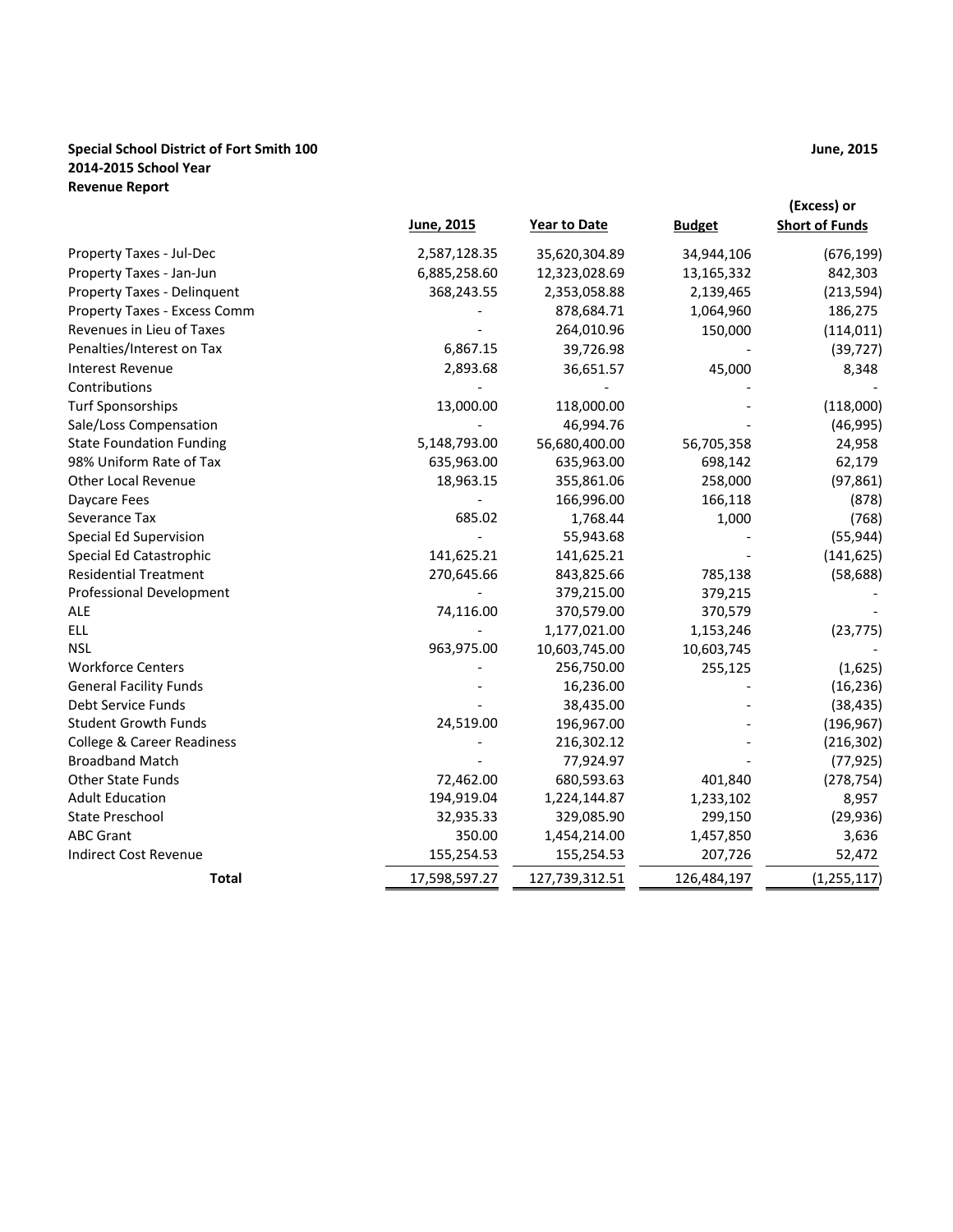**Special School District of Fort Smith 100**
**2014-2015 School Year**
**Revenue Report**

**June, 2015**

| | June, 2015 | Year to Date | Budget | (Excess) or Short of Funds |
|---|---|---|---|---|
| Property Taxes - Jul-Dec | 2,587,128.35 | 35,620,304.89 | 34,944,106 | (676,199) |
| Property Taxes - Jan-Jun | 6,885,258.60 | 12,323,028.69 | 13,165,332 | 842,303 |
| Property Taxes - Delinquent | 368,243.55 | 2,353,058.88 | 2,139,465 | (213,594) |
| Property Taxes - Excess Comm | - | 878,684.71 | 1,064,960 | 186,275 |
| Revenues in Lieu of Taxes | - | 264,010.96 | 150,000 | (114,011) |
| Penalties/Interest on Tax | 6,867.15 | 39,726.98 | - | (39,727) |
| Interest Revenue | 2,893.68 | 36,651.57 | 45,000 | 8,348 |
| Contributions | - | - | - | - |
| Turf Sponsorships | 13,000.00 | 118,000.00 | - | (118,000) |
| Sale/Loss Compensation | - | 46,994.76 | - | (46,995) |
| State Foundation Funding | 5,148,793.00 | 56,680,400.00 | 56,705,358 | 24,958 |
| 98% Uniform Rate of Tax | 635,963.00 | 635,963.00 | 698,142 | 62,179 |
| Other Local Revenue | 18,963.15 | 355,861.06 | 258,000 | (97,861) |
| Daycare Fees | - | 166,996.00 | 166,118 | (878) |
| Severance Tax | 685.02 | 1,768.44 | 1,000 | (768) |
| Special Ed Supervision | - | 55,943.68 | - | (55,944) |
| Special Ed Catastrophic | 141,625.21 | 141,625.21 | - | (141,625) |
| Residential Treatment | 270,645.66 | 843,825.66 | 785,138 | (58,688) |
| Professional Development | - | 379,215.00 | 379,215 | - |
| ALE | 74,116.00 | 370,579.00 | 370,579 | - |
| ELL | - | 1,177,021.00 | 1,153,246 | (23,775) |
| NSL | 963,975.00 | 10,603,745.00 | 10,603,745 | - |
| Workforce Centers | - | 256,750.00 | 255,125 | (1,625) |
| General Facility Funds | - | 16,236.00 | - | (16,236) |
| Debt Service Funds | - | 38,435.00 | - | (38,435) |
| Student Growth Funds | 24,519.00 | 196,967.00 | - | (196,967) |
| College & Career Readiness | - | 216,302.12 | - | (216,302) |
| Broadband Match | - | 77,924.97 | - | (77,925) |
| Other State Funds | 72,462.00 | 680,593.63 | 401,840 | (278,754) |
| Adult Education | 194,919.04 | 1,224,144.87 | 1,233,102 | 8,957 |
| State Preschool | 32,935.33 | 329,085.90 | 299,150 | (29,936) |
| ABC Grant | 350.00 | 1,454,214.00 | 1,457,850 | 3,636 |
| Indirect Cost Revenue | 155,254.53 | 155,254.53 | 207,726 | 52,472 |
| **Total** | 17,598,597.27 | 127,739,312.51 | 126,484,197 | (1,255,117) |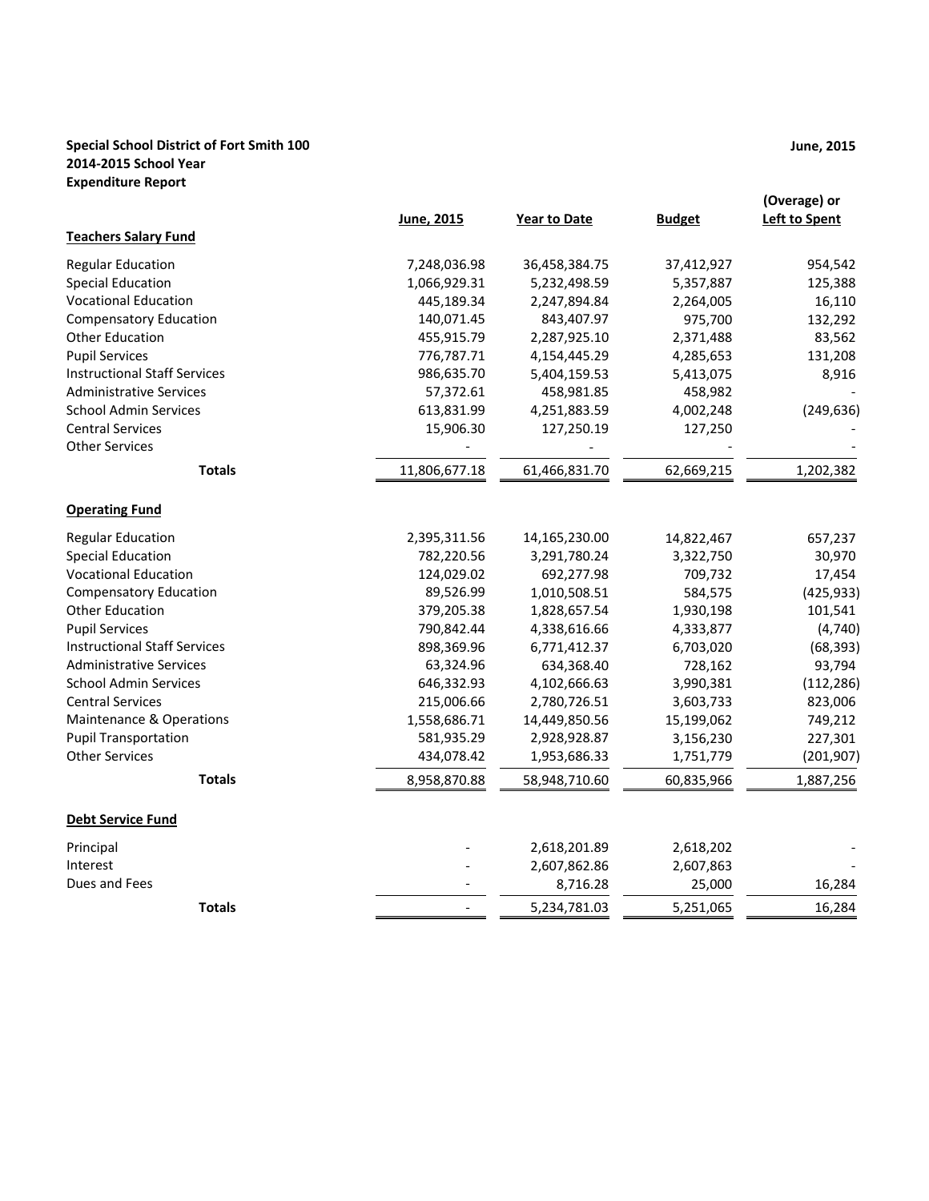**Special School District of Fort Smith 100**
**2014-2015 School Year**
**Expenditure Report**

**June, 2015**

| | June, 2015 | Year to Date | Budget | (Overage) or Left to Spent |
|---|---|---|---|---|
| **Teachers Salary Fund** | | | | |
| Regular Education | 7,248,036.98 | 36,458,384.75 | 37,412,927 | 954,542 |
| Special Education | 1,066,929.31 | 5,232,498.59 | 5,357,887 | 125,388 |
| Vocational Education | 445,189.34 | 2,247,894.84 | 2,264,005 | 16,110 |
| Compensatory Education | 140,071.45 | 843,407.97 | 975,700 | 132,292 |
| Other Education | 455,915.79 | 2,287,925.10 | 2,371,488 | 83,562 |
| Pupil Services | 776,787.71 | 4,154,445.29 | 4,285,653 | 131,208 |
| Instructional Staff Services | 986,635.70 | 5,404,159.53 | 5,413,075 | 8,916 |
| Administrative Services | 57,372.61 | 458,981.85 | 458,982 | - |
| School Admin Services | 613,831.99 | 4,251,883.59 | 4,002,248 | (249,636) |
| Central Services | 15,906.30 | 127,250.19 | 127,250 | - |
| Other Services | - | - | - | - |
| **Totals** | 11,806,677.18 | 61,466,831.70 | 62,669,215 | 1,202,382 |
| **Operating Fund** | | | | |
| Regular Education | 2,395,311.56 | 14,165,230.00 | 14,822,467 | 657,237 |
| Special Education | 782,220.56 | 3,291,780.24 | 3,322,750 | 30,970 |
| Vocational Education | 124,029.02 | 692,277.98 | 709,732 | 17,454 |
| Compensatory Education | 89,526.99 | 1,010,508.51 | 584,575 | (425,933) |
| Other Education | 379,205.38 | 1,828,657.54 | 1,930,198 | 101,541 |
| Pupil Services | 790,842.44 | 4,338,616.66 | 4,333,877 | (4,740) |
| Instructional Staff Services | 898,369.96 | 6,771,412.37 | 6,703,020 | (68,393) |
| Administrative Services | 63,324.96 | 634,368.40 | 728,162 | 93,794 |
| School Admin Services | 646,332.93 | 4,102,666.63 | 3,990,381 | (112,286) |
| Central Services | 215,006.66 | 2,780,726.51 | 3,603,733 | 823,006 |
| Maintenance & Operations | 1,558,686.71 | 14,449,850.56 | 15,199,062 | 749,212 |
| Pupil Transportation | 581,935.29 | 2,928,928.87 | 3,156,230 | 227,301 |
| Other Services | 434,078.42 | 1,953,686.33 | 1,751,779 | (201,907) |
| **Totals** | 8,958,870.88 | 58,948,710.60 | 60,835,966 | 1,887,256 |
| **Debt Service Fund** | | | | |
| Principal | - | 2,618,201.89 | 2,618,202 | - |
| Interest | - | 2,607,862.86 | 2,607,863 | - |
| Dues and Fees | - | 8,716.28 | 25,000 | 16,284 |
| **Totals** | - | 5,234,781.03 | 5,251,065 | 16,284 |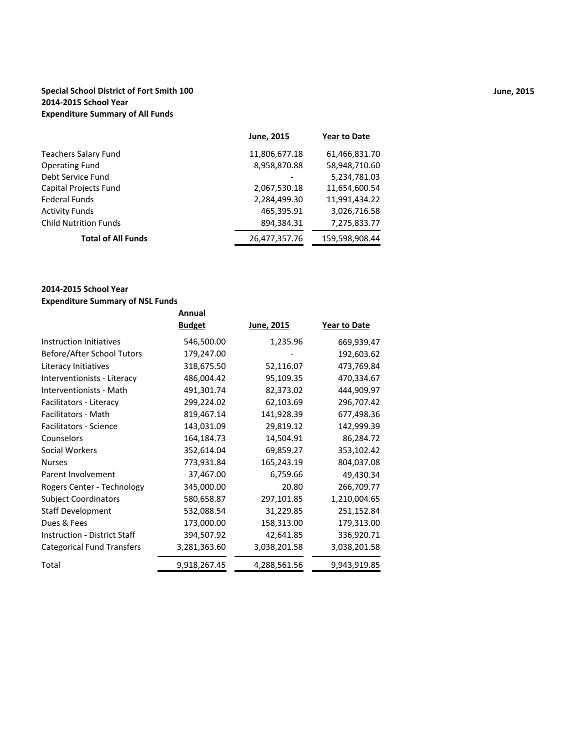**Special School District of Fort Smith 100**
**2014-2015 School Year**
**Expenditure Summary of All Funds**

June, 2015

| | June, 2015 | Year to Date |
|---|---|---|
| Teachers Salary Fund | 11,806,677.18 | 61,466,831.70 |
| Operating Fund | 8,958,870.88 | 58,948,710.60 |
| Debt Service Fund | - | 5,234,781.03 |
| Capital Projects Fund | 2,067,530.18 | 11,654,600.54 |
| Federal Funds | 2,284,499.30 | 11,991,434.22 |
| Activity Funds | 465,395.91 | 3,026,716.58 |
| Child Nutrition Funds | 894,384.31 | 7,275,833.77 |
| **Total of All Funds** | 26,477,357.76 | 159,598,908.44 |

**2014-2015 School Year**
**Expenditure Summary of NSL Funds**

| | Annual Budget | June, 2015 | Year to Date |
|---|---|---|---|
| Instruction Initiatives | 546,500.00 | 1,235.96 | 669,939.47 |
| Before/After School Tutors | 179,247.00 | - | 192,603.62 |
| Literacy Initiatives | 318,675.50 | 52,116.07 | 473,769.84 |
| Interventionists - Literacy | 486,004.42 | 95,109.35 | 470,334.67 |
| Interventionists - Math | 491,301.74 | 82,373.02 | 444,909.97 |
| Facilitators - Literacy | 299,224.02 | 62,103.69 | 296,707.42 |
| Facilitators - Math | 819,467.14 | 141,928.39 | 677,498.36 |
| Facilitators - Science | 143,031.09 | 29,819.12 | 142,999.39 |
| Counselors | 164,184.73 | 14,504.91 | 86,284.72 |
| Social Workers | 352,614.04 | 69,859.27 | 353,102.42 |
| Nurses | 773,931.84 | 165,243.19 | 804,037.08 |
| Parent Involvement | 37,467.00 | 6,759.66 | 49,430.34 |
| Rogers Center - Technology | 345,000.00 | 20.80 | 266,709.77 |
| Subject Coordinators | 580,658.87 | 297,101.85 | 1,210,004.65 |
| Staff Development | 532,088.54 | 31,229.85 | 251,152.84 |
| Dues & Fees | 173,000.00 | 158,313.00 | 179,313.00 |
| Instruction - District Staff | 394,507.92 | 42,641.85 | 336,920.71 |
| Categorical Fund Transfers | 3,281,363.60 | 3,038,201.58 | 3,038,201.58 |
| Total | 9,918,267.45 | 4,288,561.56 | 9,943,919.85 |